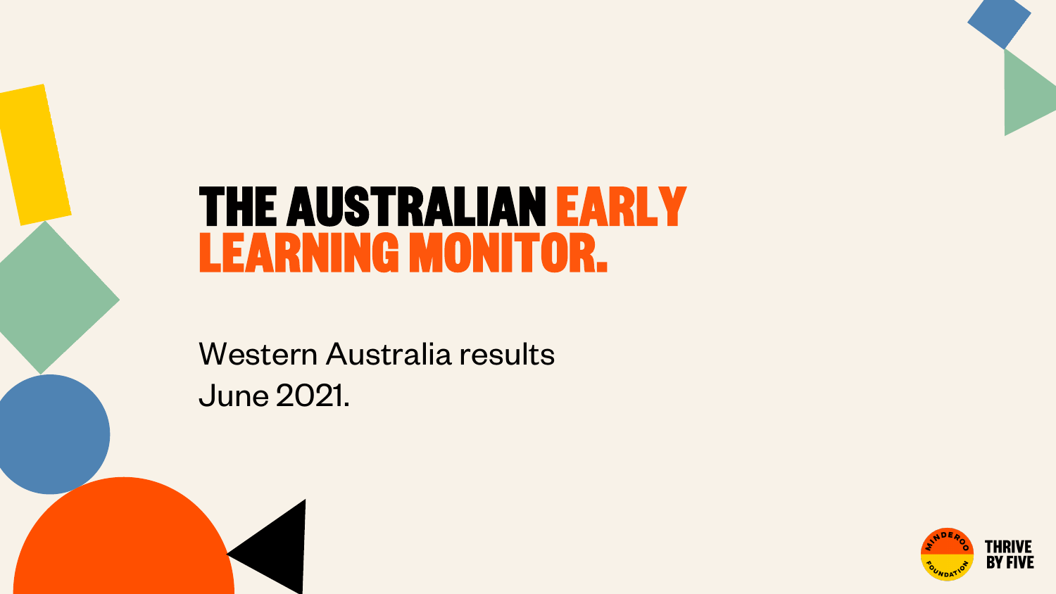# THE AUSTRALIAN EARLY LEARNING MONITOR.

Western Australia results
June 2021.

MINDEROO FOUNDATION

THRIVE BY FIVE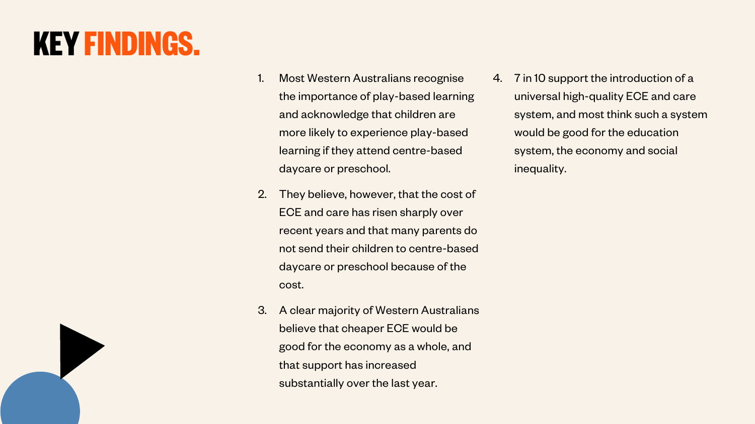# KEY FINDINGS.

1. Most Western Australians recognise the importance of play-based learning and acknowledge that children are more likely to experience play-based learning if they attend centre-based daycare or preschool.

2. They believe, however, that the cost of ECE and care has risen sharply over recent years and that many parents do not send their children to centre-based daycare or preschool because of the cost.

3. A clear majority of Western Australians believe that cheaper ECE would be good for the economy as a whole, and that support has increased substantially over the last year.

4. 7 in 10 support the introduction of a universal high-quality ECE and care system, and most think such a system would be good for the education system, the economy and social inequality.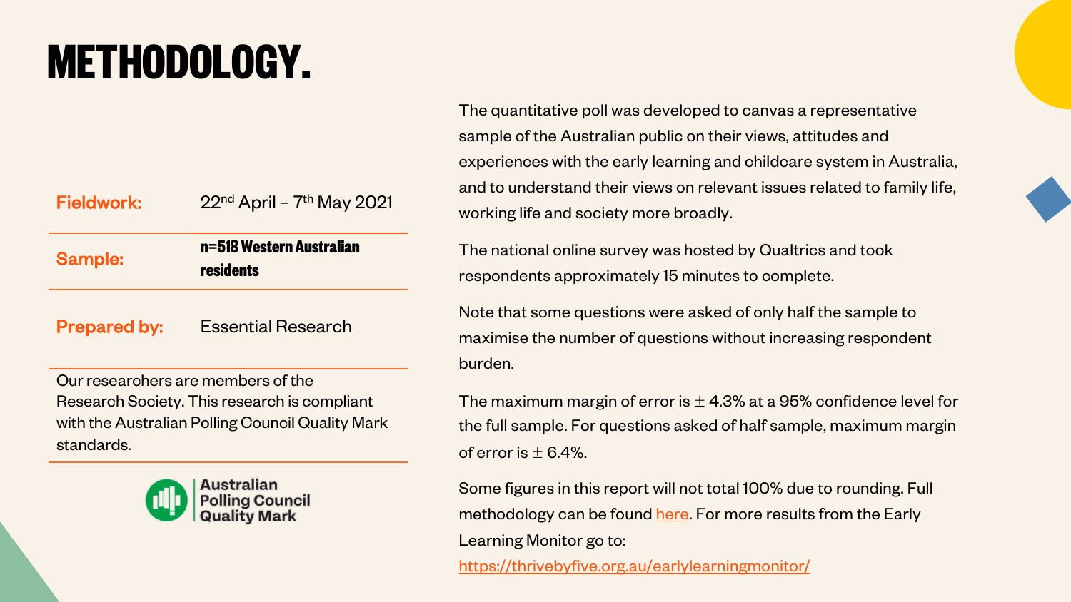# METHODOLOGY.

| | |
|---|---|
| **Fieldwork:** | 22nd April – 7th May 2021 |
| **Sample:** | **n=518 Western Australian residents** |
| **Prepared by:** | Essential Research |

Our researchers are members of the Research Society. This research is compliant with the Australian Polling Council Quality Mark standards.

Australian Polling Council Quality Mark

The quantitative poll was developed to canvas a representative sample of the Australian public on their views, attitudes and experiences with the early learning and childcare system in Australia, and to understand their views on relevant issues related to family life, working life and society more broadly.

The national online survey was hosted by Qualtrics and took respondents approximately 15 minutes to complete.

Note that some questions were asked of only half the sample to maximise the number of questions without increasing respondent burden.

The maximum margin of error is $\pm$ 4.3% at a 95% confidence level for the full sample. For questions asked of half sample, maximum margin of error is $\pm$ 6.4%.

Some figures in this report will not total 100% due to rounding. Full methodology can be found here. For more results from the Early Learning Monitor go to: https://thrivebyfive.org.au/earlylearningmonitor/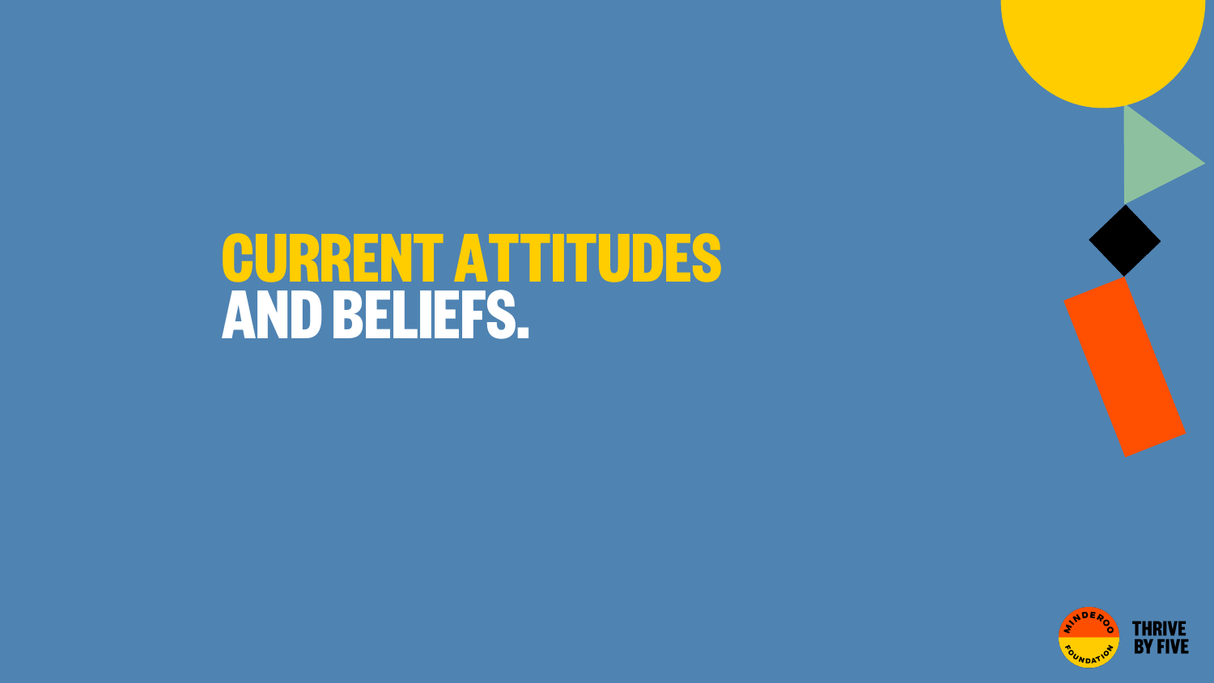# CURRENT ATTITUDES AND BELIEFS.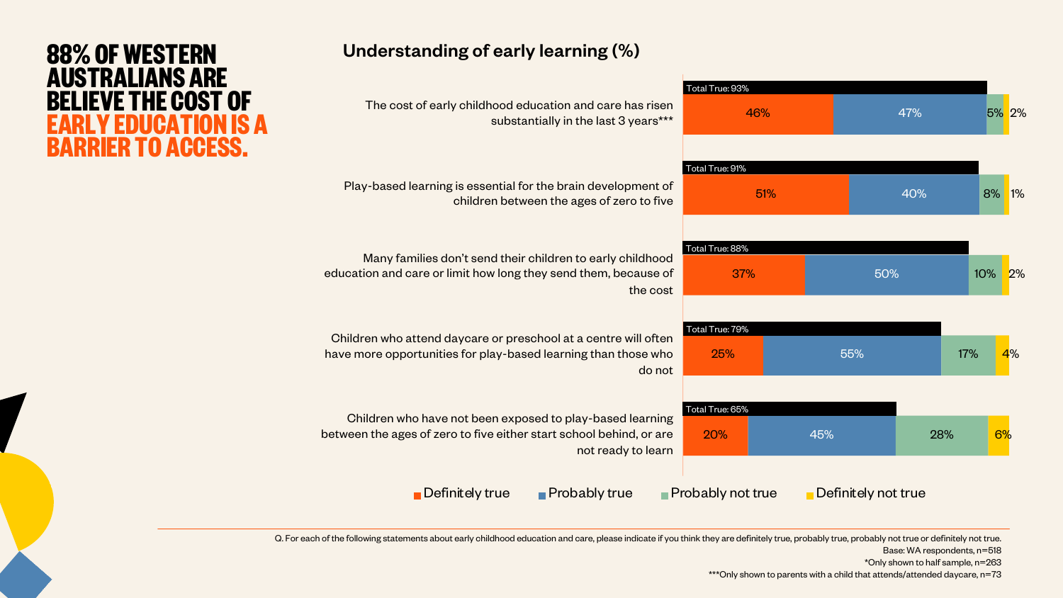# 88% OF WESTERN AUSTRALIANS ARE BELIEVE THE COST OF EARLY EDUCATION IS A BARRIER TO ACCESS.

## Understanding of early learning (%)

| Statement | Total True | Definitely true | Probably true | Probably not true | Definitely not true |
|---|---|---|---|---|---|
| The cost of early childhood education and care has risen substantially in the last 3 years*** | 93% | 46% | 47% | 5% | 2% |
| Play-based learning is essential for the brain development of children between the ages of zero to five | 91% | 51% | 40% | 8% | 1% |
| Many families don't send their children to early childhood education and care or limit how long they send them, because of the cost | 88% | 37% | 50% | 10% | 2% |
| Children who attend daycare or preschool at a centre will often have more opportunities for play-based learning than those who do not | 79% | 25% | 55% | 17% | 4% |
| Children who have not been exposed to play-based learning between the ages of zero to five either start school behind, or are not ready to learn | 65% | 20% | 45% | 28% | 6% |

Q. For each of the following statements about early childhood education and care, please indicate if you think they are definitely true, probably true, probably not true or definitely not true.
Base: WA respondents, n=518
*Only shown to half sample, n=263
***Only shown to parents with a child that attends/attended daycare, n=73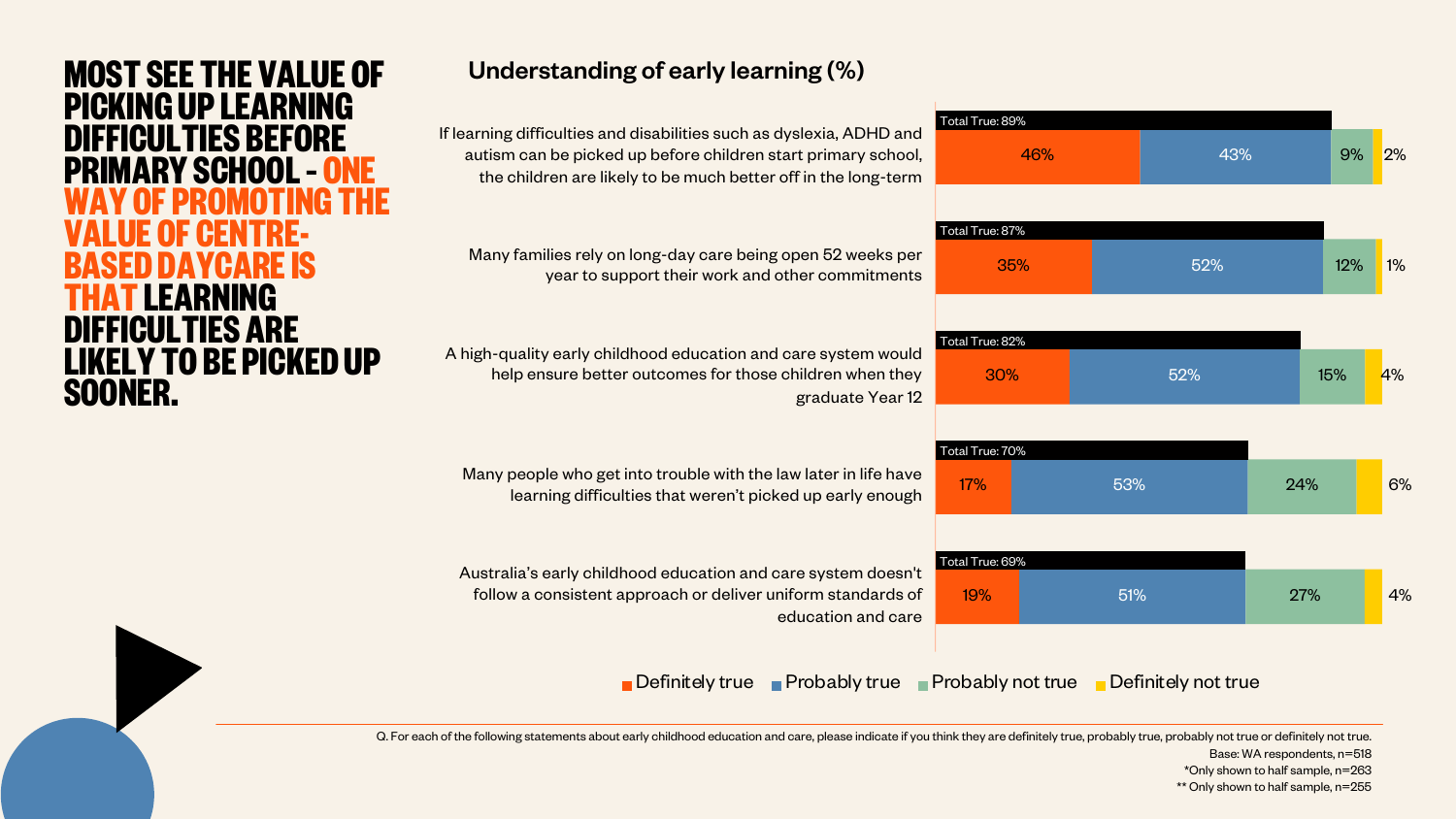# MOST SEE THE VALUE OF PICKING UP LEARNING DIFFICULTIES BEFORE PRIMARY SCHOOL - ONE WAY OF PROMOTING THE VALUE OF CENTRE-BASED DAYCARE IS THAT LEARNING DIFFICULTIES ARE LIKELY TO BE PICKED UP SOONER.

## Understanding of early learning (%)

| Statement | Total True | Definitely true | Probably true | Probably not true | Definitely not true |
|---|---|---|---|---|---|
| If learning difficulties and disabilities such as dyslexia, ADHD and autism can be picked up before children start primary school, the children are likely to be much better off in the long-term | 89% | 46% | 43% | 9% | 2% |
| Many families rely on long-day care being open 52 weeks per year to support their work and other commitments | 87% | 35% | 52% | 12% | 1% |
| A high-quality early childhood education and care system would help ensure better outcomes for those children when they graduate Year 12 | 82% | 30% | 52% | 15% | 4% |
| Many people who get into trouble with the law later in life have learning difficulties that weren't picked up early enough | 70% | 17% | 53% | 24% | 6% |
| Australia's early childhood education and care system doesn't follow a consistent approach or deliver uniform standards of education and care | 69% | 19% | 51% | 27% | 4% |

Q. For each of the following statements about early childhood education and care, please indicate if you think they are definitely true, probably true, probably not true or definitely not true.

Base: WA respondents, n=518

*Only shown to half sample, n=263

** Only shown to half sample, n=255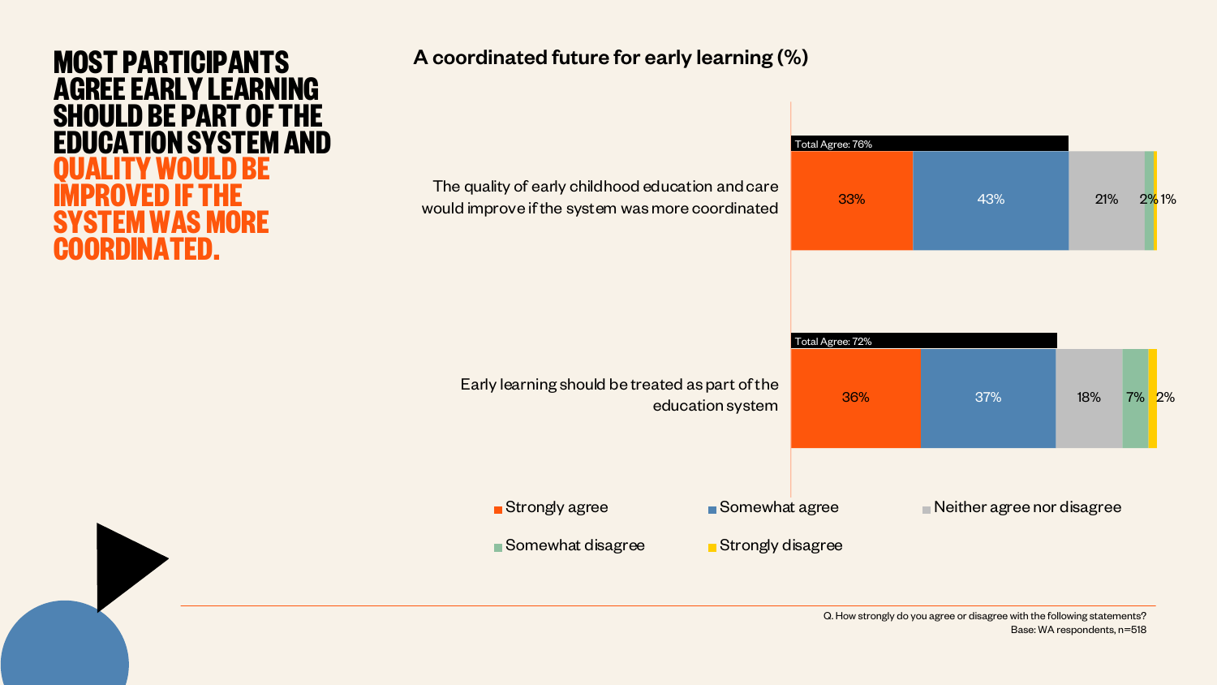# MOST PARTICIPANTS AGREE EARLY LEARNING SHOULD BE PART OF THE EDUCATION SYSTEM AND QUALITY WOULD BE IMPROVED IF THE SYSTEM WAS MORE COORDINATED.

## A coordinated future for early learning (%)

| Statement | Strongly agree | Somewhat agree | Neither agree nor disagree | Somewhat disagree | Strongly disagree | Total Agree |
|---|---|---|---|---|---|---|
| The quality of early childhood education and care would improve if the system was more coordinated | 33% | 43% | 21% | 2% | 1% | 76% |
| Early learning should be treated as part of the education system | 36% | 37% | 18% | 7% | 2% | 72% |

Q. How strongly do you agree or disagree with the following statements?
Base: WA respondents, n=518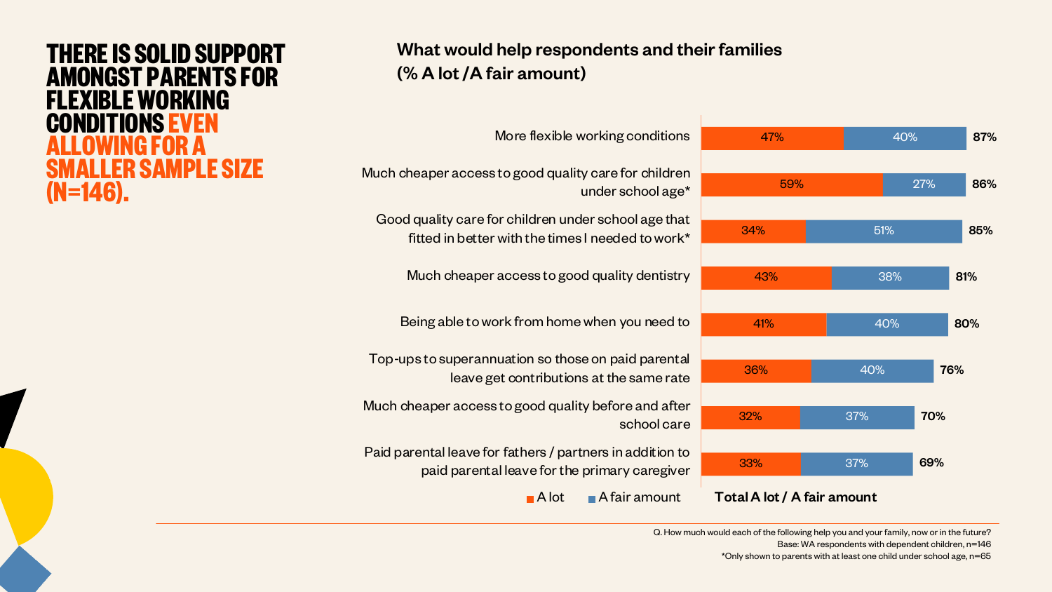# THERE IS SOLID SUPPORT AMONGST PARENTS FOR FLEXIBLE WORKING CONDITIONS EVEN ALLOWING FOR A SMALLER SAMPLE SIZE (N=146).

## What would help respondents and their families (% A lot /A fair amount)

| | A lot | A fair amount | Total A lot / A fair amount |
|---|---|---|---|
| More flexible working conditions | 47% | 40% | 87% |
| Much cheaper access to good quality care for children under school age* | 59% | 27% | 86% |
| Good quality care for children under school age that fitted in better with the times I needed to work* | 34% | 51% | 85% |
| Much cheaper access to good quality dentistry | 43% | 38% | 81% |
| Being able to work from home when you need to | 41% | 40% | 80% |
| Top-ups to superannuation so those on paid parental leave get contributions at the same rate | 36% | 40% | 76% |
| Much cheaper access to good quality before and after school care | 32% | 37% | 70% |
| Paid parental leave for fathers / partners in addition to paid parental leave for the primary caregiver | 33% | 37% | 69% |

Q. How much would each of the following help you and your family, now or in the future?
Base: WA respondents with dependent children, n=146
*Only shown to parents with at least one child under school age, n=65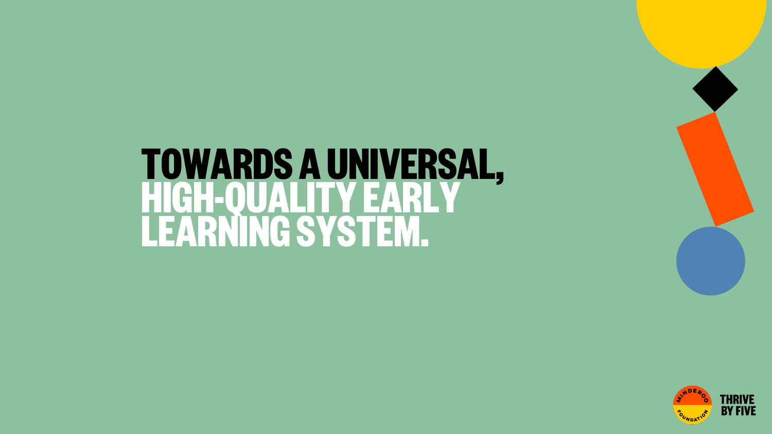# TOWARDS A UNIVERSAL, HIGH-QUALITY EARLY LEARNING SYSTEM.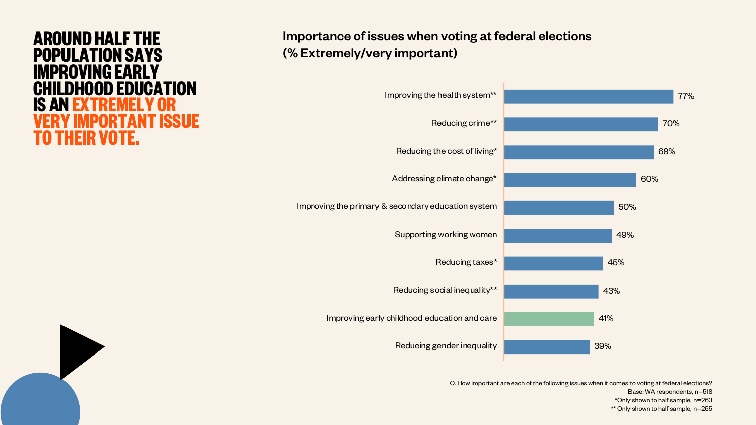# AROUND HALF THE POPULATION SAYS IMPROVING EARLY CHILDHOOD EDUCATION IS AN EXTREMELY OR VERY IMPORTANT ISSUE TO THEIR VOTE.

## Importance of issues when voting at federal elections (% Extremely/very important)

| Issue | % |
|---|---|
| Improving the health system** | 77% |
| Reducing crime** | 70% |
| Reducing the cost of living* | 68% |
| Addressing climate change* | 60% |
| Improving the primary & secondary education system | 50% |
| Supporting working women | 49% |
| Reducing taxes* | 45% |
| Reducing social inequality** | 43% |
| Improving early childhood education and care | 41% |
| Reducing gender inequality | 39% |

Q. How important are each of the following issues when it comes to voting at federal elections?
Base: WA respondents, n=518
*Only shown to half sample, n=263
** Only shown to half sample, n=255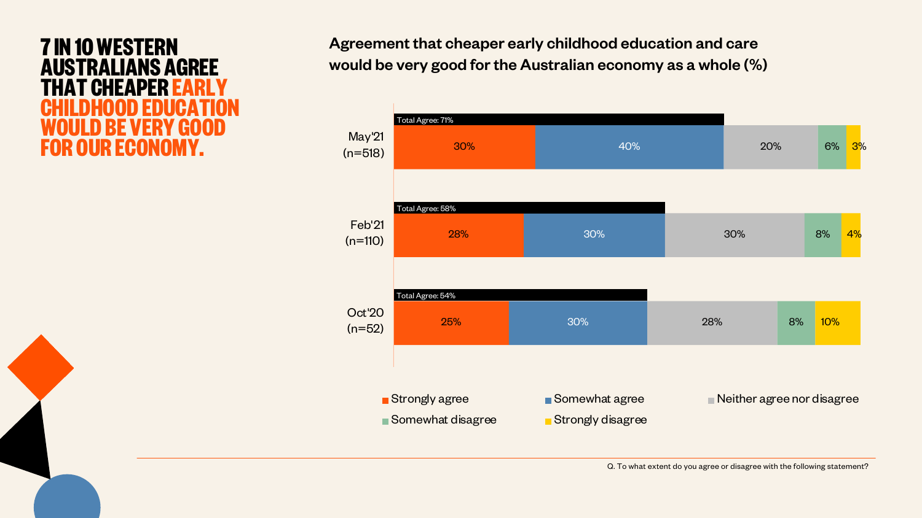# 7 IN 10 WESTERN AUSTRALIANS AGREE THAT CHEAPER EARLY CHILDHOOD EDUCATION WOULD BE VERY GOOD FOR OUR ECONOMY.

**Agreement that cheaper early childhood education and care would be very good for the Australian economy as a whole (%)**

| | Total Agree | Strongly agree | Somewhat agree | Neither agree nor disagree | Somewhat disagree | Strongly disagree |
|---|---|---|---|---|---|---|
| May'21 (n=518) | 71% | 30% | 40% | 20% | 6% | 3% |
| Feb'21 (n=110) | 58% | 28% | 30% | 30% | 8% | 4% |
| Oct'20 (n=52) | 54% | 25% | 30% | 28% | 8% | 10% |

Q. To what extent do you agree or disagree with the following statement?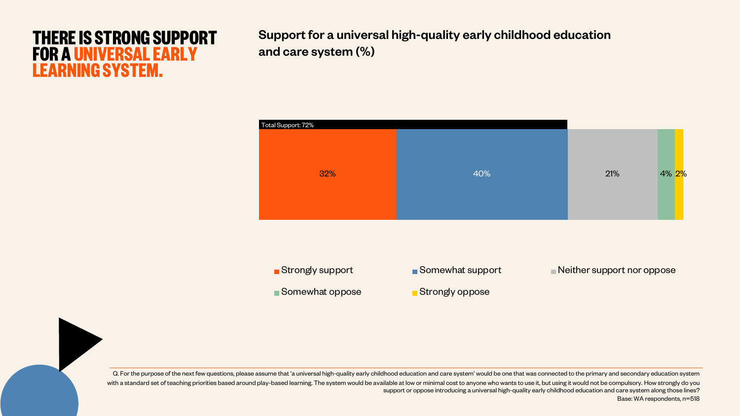# THERE IS STRONG SUPPORT FOR A UNIVERSAL EARLY LEARNING SYSTEM.

**Support for a universal high-quality early childhood education and care system (%)**

Total Support: 72%

| Strongly support | Somewhat support | Neither support nor oppose | Somewhat oppose | Strongly oppose |
| --- | --- | --- | --- | --- |
| 32% | 40% | 21% | 4% | 2% |

Q. For the purpose of the next few questions, please assume that 'a universal high-quality early childhood education and care system' would be one that was connected to the primary and secondary education system with a standard set of teaching priorities based around play-based learning. The system would be available at low or minimal cost to anyone who wants to use it, but using it would not be compulsory. How strongly do you support or oppose introducing a universal high-quality early childhood education and care system along those lines?

Base: WA respondents, n=518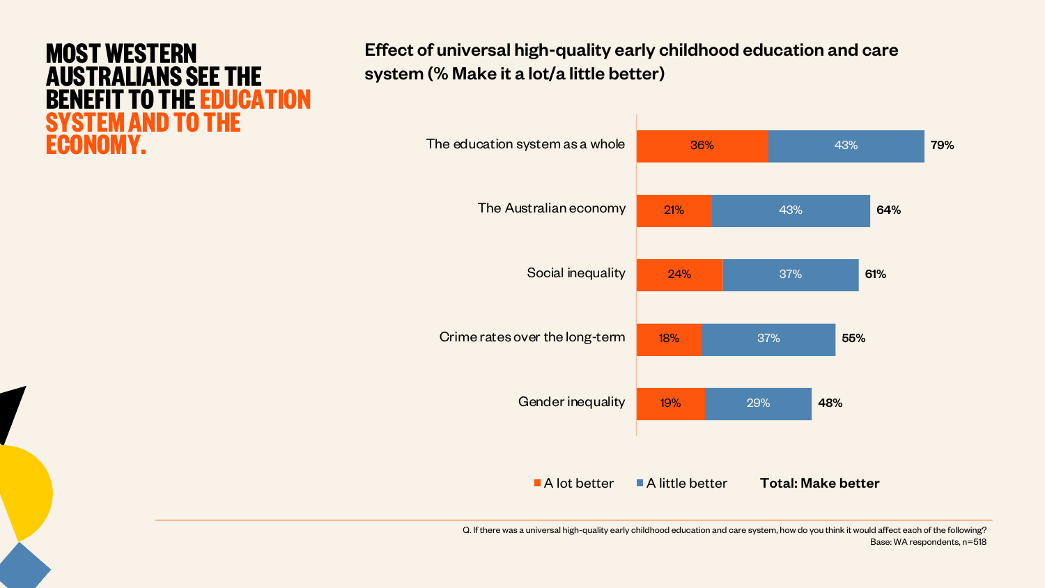# MOST WESTERN AUSTRALIANS SEE THE BENEFIT TO THE EDUCATION SYSTEM AND TO THE ECONOMY.

**Effect of universal high-quality early childhood education and care system (% Make it a lot/a little better)**

The education system as a whole
36%
43%
79%

The Australian economy
21%
43%
64%

Social inequality
24%
37%
61%

Crime rates over the long-term
18%
37%
55%

Gender inequality
19%
29%
48%

A lot better
A little better
**Total: Make better**

Q. If there was a universal high-quality early childhood education and care system, how do you think it would affect each of the following?
Base: WA respondents, n=518